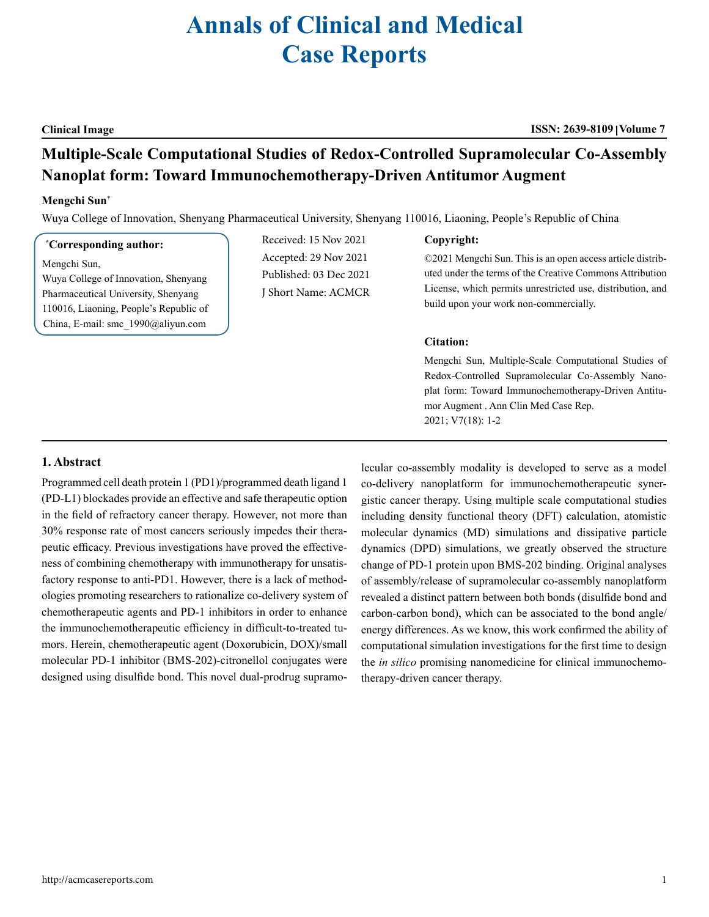# Annals of Clinical and Medical Case Reports

**Clinical Image** **ISSN: 2639-8109 | Volume 7**

## Multiple-Scale Computational Studies of Redox-Controlled Supramolecular Co-Assembly Nanoplat form: Toward Immunochemotherapy-Driven Antitumor Augment

**Mengchi Sun***

Wuya College of Innovation, Shenyang Pharmaceutical University, Shenyang 110016, Liaoning, People's Republic of China

***Corresponding author:**

Mengchi Sun,
Wuya College of Innovation, Shenyang Pharmaceutical University, Shenyang 110016, Liaoning, People's Republic of China, E-mail: smc_1990@aliyun.com

Received: 15 Nov 2021
Accepted: 29 Nov 2021
Published: 03 Dec 2021
J Short Name: ACMCR

**Copyright:**

©2021 Mengchi Sun. This is an open access article distributed under the terms of the Creative Commons Attribution License, which permits unrestricted use, distribution, and build upon your work non-commercially.

**Citation:**

Mengchi Sun, Multiple-Scale Computational Studies of Redox-Controlled Supramolecular Co-Assembly Nanoplat form: Toward Immunochemotherapy-Driven Antitumor Augment . Ann Clin Med Case Rep. 2021; V7(18): 1-2

### 1. Abstract

Programmed cell death protein 1 (PD1)/programmed death ligand 1 (PD-L1) blockades provide an effective and safe therapeutic option in the field of refractory cancer therapy. However, not more than 30% response rate of most cancers seriously impedes their therapeutic efficacy. Previous investigations have proved the effectiveness of combining chemotherapy with immunotherapy for unsatisfactory response to anti-PD1. However, there is a lack of methodologies promoting researchers to rationalize co-delivery system of chemotherapeutic agents and PD-1 inhibitors in order to enhance the immunochemotherapeutic efficiency in difficult-to-treated tumors. Herein, chemotherapeutic agent (Doxorubicin, DOX)/small molecular PD-1 inhibitor (BMS-202)-citronellol conjugates were designed using disulfide bond. This novel dual-prodrug supramolecular co-assembly modality is developed to serve as a model co-delivery nanoplatform for immunochemotherapeutic synergistic cancer therapy. Using multiple scale computational studies including density functional theory (DFT) calculation, atomistic molecular dynamics (MD) simulations and dissipative particle dynamics (DPD) simulations, we greatly observed the structure change of PD-1 protein upon BMS-202 binding. Original analyses of assembly/release of supramolecular co-assembly nanoplatform revealed a distinct pattern between both bonds (disulfide bond and carbon-carbon bond), which can be associated to the bond angle/energy differences. As we know, this work confirmed the ability of computational simulation investigations for the first time to design the *in silico* promising nanomedicine for clinical immunochemotherapy-driven cancer therapy.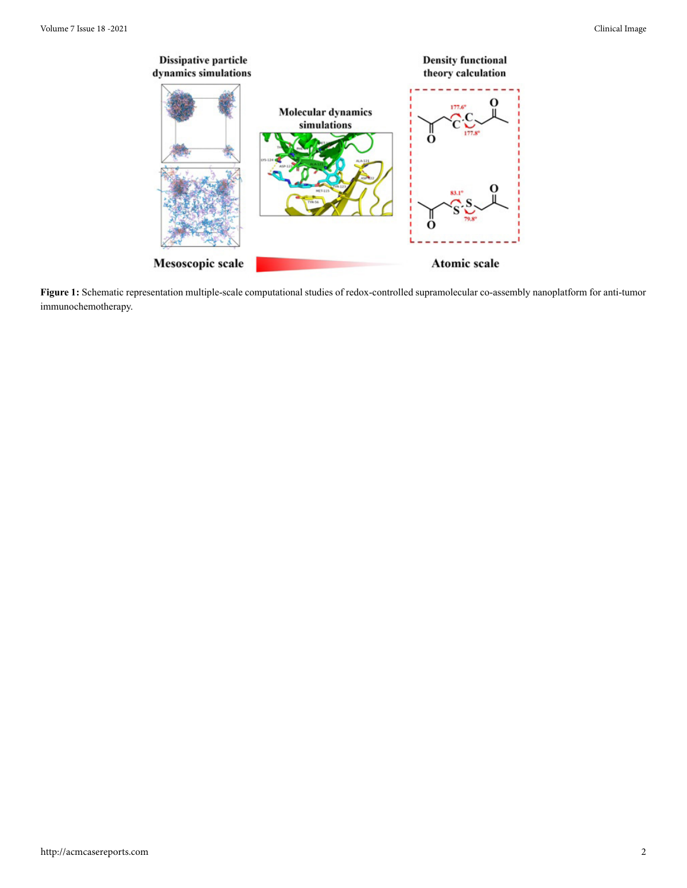Dissipative particle dynamics simulations

Molecular dynamics simulations

Density functional theory calculation

177.6°

177.8°

83.1°

79.8°

Mesoscopic scale

Atomic scale

**Figure 1:** Schematic representation multiple-scale computational studies of redox-controlled supramolecular co-assembly nanoplatform for anti-tumor immunochemotherapy.